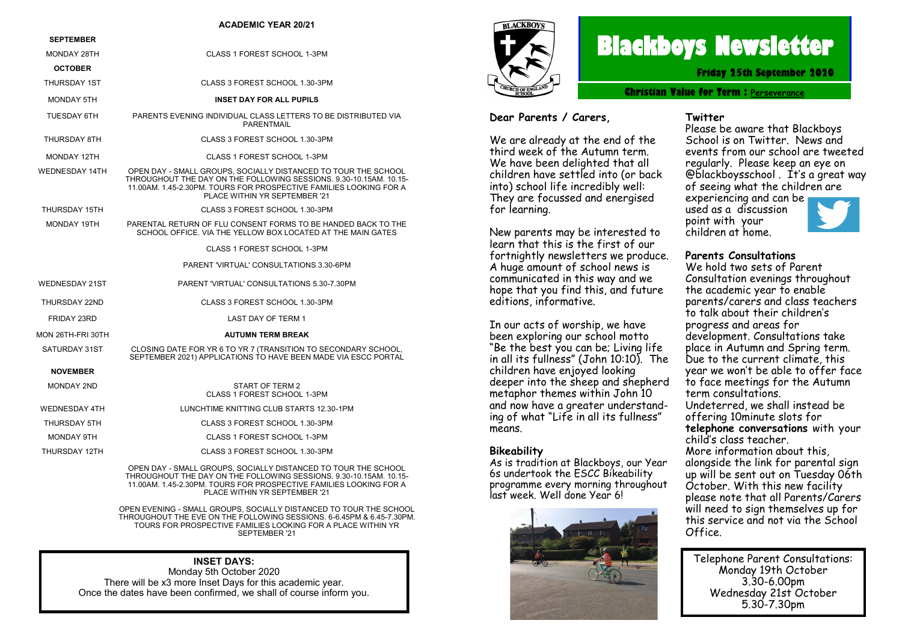## ACADEMIC YEAR 20/21

| | |
|---|---|
| **SEPTEMBER** | |
| MONDAY 28TH | CLASS 1 FOREST SCHOOL 1-3PM |
| **OCTOBER** | |
| THURSDAY 1ST | CLASS 3 FOREST SCHOOL 1.30-3PM |
| MONDAY 5TH | **INSET DAY FOR ALL PUPILS** |
| TUESDAY 6TH | PARENTS EVENING INDIVIDUAL CLASS LETTERS TO BE DISTRIBUTED VIA PARENTMAIL |
| THURSDAY 8TH | CLASS 3 FOREST SCHOOL 1.30-3PM |
| MONDAY 12TH | CLASS 1 FOREST SCHOOL 1-3PM |
| WEDNESDAY 14TH | OPEN DAY - SMALL GROUPS, SOCIALLY DISTANCED TO TOUR THE SCHOOL THROUGHOUT THE DAY ON THE FOLLOWING SESSIONS. 9.30-10.15AM. 10.15-11.00AM. 1.45-2.30PM. TOURS FOR PROSPECTIVE FAMILIES LOOKING FOR A PLACE WITHIN YR SEPTEMBER '21 |
| THURSDAY 15TH | CLASS 3 FOREST SCHOOL 1.30-3PM |
| MONDAY 19TH | PARENTAL RETURN OF FLU CONSENT FORMS TO BE HANDED BACK TO THE SCHOOL OFFICE. VIA THE YELLOW BOX LOCATED AT THE MAIN GATES |
| | CLASS 1 FOREST SCHOOL 1-3PM |
| | PARENT 'VIRTUAL' CONSULTATIONS 3.30-6PM |
| WEDNESDAY 21ST | PARENT 'VIRTUAL' CONSULTATIONS 5.30-7.30PM |
| THURSDAY 22ND | CLASS 3 FOREST SCHOOL 1.30-3PM |
| FRIDAY 23RD | LAST DAY OF TERM 1 |
| MON 26TH-FRI 30TH | **AUTUMN TERM BREAK** |
| SATURDAY 31ST | CLOSING DATE FOR YR 6 TO YR 7 (TRANSITION TO SECONDARY SCHOOL, SEPTEMBER 2021) APPLICATIONS TO HAVE BEEN MADE VIA ESCC PORTAL |
| **NOVEMBER** | |
| MONDAY 2ND | START OF TERM 2<br>CLASS 1 FOREST SCHOOL 1-3PM |
| WEDNESDAY 4TH | LUNCHTIME KNITTING CLUB STARTS 12.30-1PM |
| THURSDAY 5TH | CLASS 3 FOREST SCHOOL 1.30-3PM |
| MONDAY 9TH | CLASS 1 FOREST SCHOOL 1-3PM |
| THURSDAY 12TH | CLASS 3 FOREST SCHOOL 1.30-3PM |
| | OPEN DAY - SMALL GROUPS, SOCIALLY DISTANCED TO TOUR THE SCHOOL THROUGHOUT THE DAY ON THE FOLLOWING SESSIONS. 9.30-10.15AM. 10.15-11.00AM. 1.45-2.30PM. TOURS FOR PROSPECTIVE FAMILIES LOOKING FOR A PLACE WITHIN YR SEPTEMBER '21 |
| | OPEN EVENING - SMALL GROUPS, SOCIALLY DISTANCED TO TOUR THE SCHOOL THROUGHOUT THE EVE ON THE FOLLOWING SESSIONS. 6-6.45PM & 6.45-7.30PM. TOURS FOR PROSPECTIVE FAMILIES LOOKING FOR A PLACE WITHIN YR SEPTEMBER '21 |

**INSET DAYS:**
Monday 5th October 2020
There will be x3 more Inset Days for this academic year.
Once the dates have been confirmed, we shall of course inform you.

# Blackboys Newsletter

**Friday 25th September 2020**

**Christian Value for Term : Perseverance**

**Dear Parents / Carers,**

We are already at the end of the third week of the Autumn term. We have been delighted that all children have settled into (or back into) school life incredibly well: They are focussed and energised for learning.

New parents may be interested to learn that this is the first of our fortnightly newsletters we produce. A huge amount of school news is communicated in this way and we hope that you find this, and future editions, informative.

In our acts of worship, we have been exploring our school motto "Be the best you can be; Living life in all its fullness" (John 10:10). The children have enjoyed looking deeper into the sheep and shepherd metaphor themes within John 10 and now have a greater understanding of what "Life in all its fullness" means.

### Bikeability

As is tradition at Blackboys, our Year 6s undertook the ESCC Bikeability programme every morning throughout last week. Well done Year 6!

### Twitter

Please be aware that Blackboys School is on Twitter. News and events from our school are tweeted regularly. Please keep an eye on @blackboysschool . It's a great way of seeing what the children are experiencing and can be used as a discussion point with your children at home.

### Parents Consultations

We hold two sets of Parent Consultation evenings throughout the academic year to enable parents/carers and class teachers to talk about their children's progress and areas for development. Consultations take place in Autumn and Spring term. Due to the current climate, this year we won't be able to offer face to face meetings for the Autumn term consultations.

Undeterred, we shall instead be offering 10minute slots for **telephone conversations** with your child's class teacher.

More information about this, alongside the link for parental sign up will be sent out on Tuesday 06th October. With this new facility please note that all Parents/Carers will need to sign themselves up for this service and not via the School Office.

Telephone Parent Consultations:
Monday 19th October
3.30-6.00pm
Wednesday 21st October
5.30-7.30pm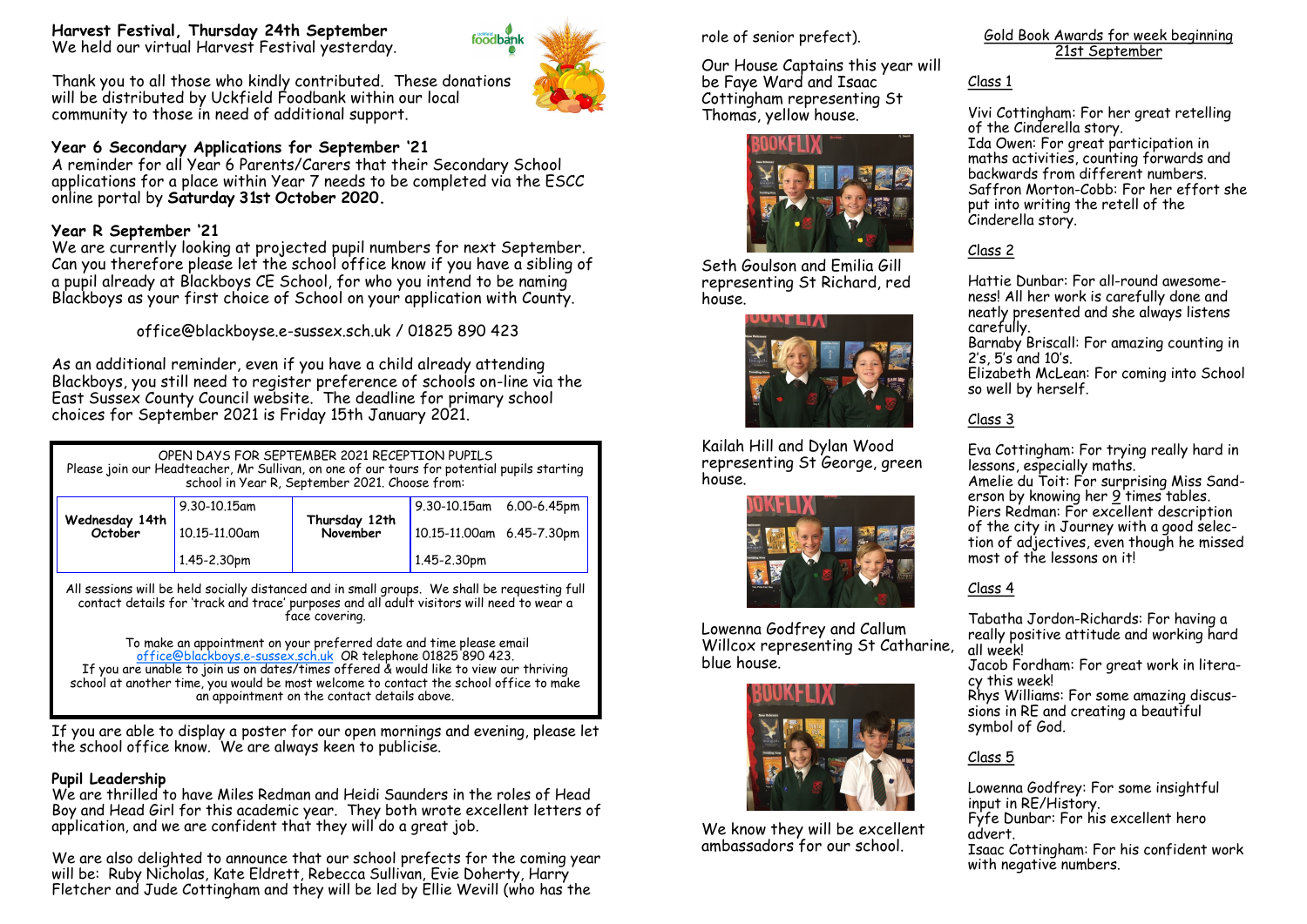## Harvest Festival, Thursday 24th September

We held our virtual Harvest Festival yesterday.

Thank you to all those who kindly contributed. These donations will be distributed by Uckfield Foodbank within our local community to those in need of additional support.

## Year 6 Secondary Applications for September '21

A reminder for all Year 6 Parents/Carers that their Secondary School applications for a place within Year 7 needs to be completed via the ESCC online portal by **Saturday 31st October 2020.**

## Year R September '21

We are currently looking at projected pupil numbers for next September. Can you therefore please let the school office know if you have a sibling of a pupil already at Blackboys CE School, for who you intend to be naming Blackboys as your first choice of School on your application with County.

office@blackboyse.e-sussex.sch.uk / 01825 890 423

As an additional reminder, even if you have a child already attending Blackboys, you still need to register preference of schools on-line via the East Sussex County Council website. The deadline for primary school choices for September 2021 is Friday 15th January 2021.

OPEN DAYS FOR SEPTEMBER 2021 RECEPTION PUPILS
Please join our Headteacher, Mr Sullivan, on one of our tours for potential pupils starting school in Year R, September 2021. Choose from:

| | | | | |
|---|---|---|---|---|
| **Wednesday 14th October** | 9.30-10.15am | **Thursday 12th November** | 9.30-10.15am | 6.00-6.45pm |
| | 10.15-11.00am | | 10.15-11.00am | 6.45-7.30pm |
| | 1.45-2.30pm | | 1.45-2.30pm | |

All sessions will be held socially distanced and in small groups. We shall be requesting full contact details for 'track and trace' purposes and all adult visitors will need to wear a face covering.

To make an appointment on your preferred date and time please email office@blackboys.e-sussex.sch.uk OR telephone 01825 890 423.
If you are unable to join us on dates/times offered & would like to view our thriving school at another time, you would be most welcome to contact the school office to make an appointment on the contact details above.

If you are able to display a poster for our open mornings and evening, please let the school office know. We are always keen to publicise.

## Pupil Leadership

We are thrilled to have Miles Redman and Heidi Saunders in the roles of Head Boy and Head Girl for this academic year. They both wrote excellent letters of application, and we are confident that they will do a great job.

We are also delighted to announce that our school prefects for the coming year will be: Ruby Nicholas, Kate Eldrett, Rebecca Sullivan, Evie Doherty, Harry Fletcher and Jude Cottingham and they will be led by Ellie Wevill (who has the role of senior prefect).

Our House Captains this year will be Faye Ward and Isaac Cottingham representing St Thomas, yellow house.

Seth Goulson and Emilia Gill representing St Richard, red house.

Kailah Hill and Dylan Wood representing St George, green house.

Lowenna Godfrey and Callum Willcox representing St Catharine, blue house.

We know they will be excellent ambassadors for our school.

## Gold Book Awards for week beginning 21st September

### Class 1

Vivi Cottingham: For her great retelling of the Cinderella story.
Ida Owen: For great participation in maths activities, counting forwards and backwards from different numbers.
Saffron Morton-Cobb: For her effort she put into writing the retell of the Cinderella story.

### Class 2

Hattie Dunbar: For all-round awesome-ness! All her work is carefully done and neatly presented and she always listens carefully.
Barnaby Briscall: For amazing counting in 2's, 5's and 10's.
Elizabeth McLean: For coming into School so well by herself.

### Class 3

Eva Cottingham: For trying really hard in lessons, especially maths.
Amelie du Toit: For surprising Miss Sanderson by knowing her 9 times tables.
Piers Redman: For excellent description of the city in Journey with a good selection of adjectives, even though he missed most of the lessons on it!

### Class 4

Tabatha Jordon-Richards: For having a really positive attitude and working hard all week!
Jacob Fordham: For great work in literacy this week!
Rhys Williams: For some amazing discussions in RE and creating a beautiful symbol of God.

### Class 5

Lowenna Godfrey: For some insightful input in RE/History.
Fyfe Dunbar: For his excellent hero advert.
Isaac Cottingham: For his confident work with negative numbers.